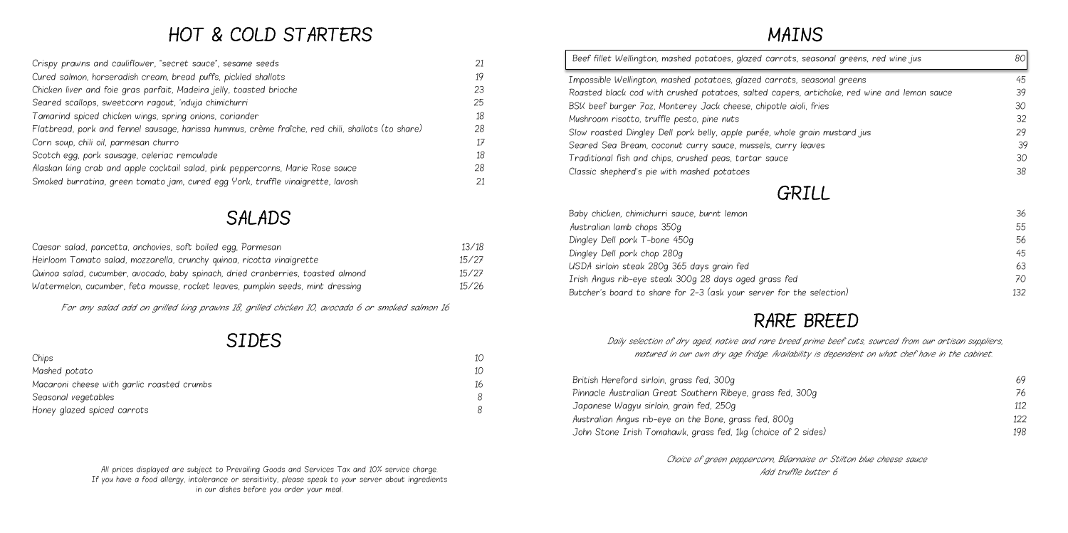# HOT & COLD STARTERS

| Item | Price |
| --- | --- |
| Crispy prawns and cauliflower, "secret sauce", sesame seeds | 21 |
| Cured salmon, horseradish cream, bread puffs, pickled shallots | 19 |
| Chicken liver and foie gras parfait, Madeira jelly, toasted brioche | 23 |
| Seared scallops, sweetcorn ragout, 'nduja chimichurri | 25 |
| Tamarind spiced chicken wings, spring onions, coriander | 18 |
| Flatbread, pork and fennel sausage, harissa hummus, crème fraîche, red chili, shallots (to share) | 28 |
| Corn soup, chili oil, parmesan churro | 17 |
| Scotch egg, pork sausage, celeriac remoulade | 18 |
| Alaskan king crab and apple cocktail salad, pink peppercorns, Marie Rose sauce | 28 |
| Smoked burratina, green tomato jam, cured egg York, truffle vinaigrette, lavosh | 21 |

# SALADS

| Item | Price |
| --- | --- |
| Caesar salad, pancetta, anchovies, soft boiled egg, Parmesan | 13/18 |
| Heirloom Tomato salad, mozzarella, crunchy quinoa, ricotta vinaigrette | 15/27 |
| Quinoa salad, cucumber, avocado, baby spinach, dried cranberries, toasted almond | 15/27 |
| Watermelon, cucumber, feta mousse, rocket leaves, pumpkin seeds, mint dressing | 15/26 |

*For any salad add on grilled king prawns 18, grilled chicken 10, avocado 6 or smoked salmon 16*

# SIDES

| Item | Price |
| --- | --- |
| Chips | 10 |
| Mashed potato | 10 |
| Macaroni cheese with garlic roasted crumbs | 16 |
| Seasonal vegetables | 8 |
| Honey glazed spiced carrots | 8 |

All prices displayed are subject to Prevailing Goods and Services Tax and 10% service charge.
If you have a food allergy, intolerance or sensitivity, please speak to your server about ingredients in our dishes before you order your meal.

# MAINS

| Item | Price |
| --- | --- |
| Beef fillet Wellington, mashed potatoes, glazed carrots, seasonal greens, red wine jus | 80 |
| Impossible Wellington, mashed potatoes, glazed carrots, seasonal greens | 45 |
| Roasted black cod with crushed potatoes, salted capers, artichoke, red wine and lemon sauce | 39 |
| BSK beef burger 7oz, Monterey Jack cheese, chipotle aioli, fries | 30 |
| Mushroom risotto, truffle pesto, pine nuts | 32 |
| Slow roasted Dingley Dell pork belly, apple purée, whole grain mustard jus | 29 |
| Seared Sea Bream, coconut curry sauce, mussels, curry leaves | 39 |
| Traditional fish and chips, crushed peas, tartar sauce | 30 |
| Classic shepherd's pie with mashed potatoes | 38 |

# GRILL

| Item | Price |
| --- | --- |
| Baby chicken, chimichurri sauce, burnt lemon | 36 |
| Australian lamb chops 350g | 55 |
| Dingley Dell pork T-bone 450g | 56 |
| Dingley Dell pork chop 280g | 45 |
| USDA sirloin steak 280g 365 days grain fed | 63 |
| Irish Angus rib-eye steak 300g 28 days aged grass fed | 70 |
| Butcher's board to share for 2-3 (ask your server for the selection) | 132 |

# RARE BREED

*Daily selection of dry aged, native and rare breed prime beef cuts, sourced from our artisan suppliers, matured in our own dry age fridge. Availability is dependent on what chef have in the cabinet.*

| Item | Price |
| --- | --- |
| British Hereford sirloin, grass fed, 300g | 69 |
| Pinnacle Australian Great Southern Ribeye, grass fed, 300g | 76 |
| Japanese Wagyu sirloin, grain fed, 250g | 112 |
| Australian Angus rib-eye on the Bone, grass fed, 800g | 122 |
| John Stone Irish Tomahawk, grass fed, 1kg (choice of 2 sides) | 198 |

*Choice of green peppercorn, Béarnaise or Stilton blue cheese sauce*
*Add truffle butter 6*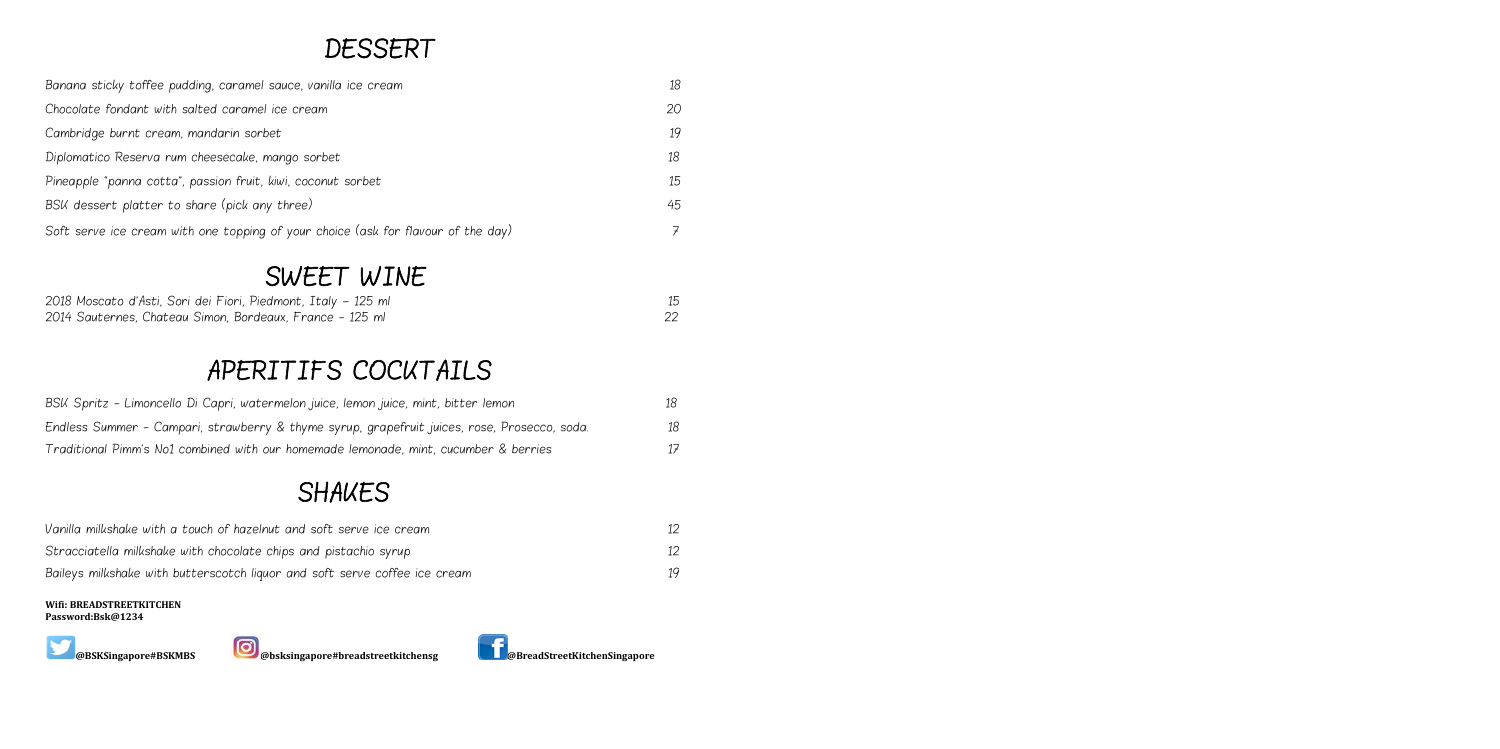## DESSERT

| | |
|---|---|
| Banana sticky toffee pudding, caramel sauce, vanilla ice cream | 18 |
| Chocolate fondant with salted caramel ice cream | 20 |
| Cambridge burnt cream, mandarin sorbet | 19 |
| Diplomatico Reserva rum cheesecake, mango sorbet | 18 |
| Pineapple "panna cotta", passion fruit, kiwi, coconut sorbet | 15 |
| BSK dessert platter to share (pick any three) | 45 |
| Soft serve ice cream with one topping of your choice (ask for flavour of the day) | 7 |

## SWEET WINE

| | |
|---|---|
| 2018 Moscato d'Asti, Sori dei Fiori, Piedmont, Italy – 125 ml | 15 |
| 2014 Sauternes, Chateau Simon, Bordeaux, France – 125 ml | 22 |

## APERITIFS COCKTAILS

| | |
|---|---|
| BSK Spritz – Limoncello Di Capri, watermelon juice, lemon juice, mint, bitter lemon | 18 |
| Endless Summer – Campari, strawberry & thyme syrup, grapefruit juices, rose, Prosecco, soda. | 18 |
| Traditional Pimm's No1 combined with our homemade lemonade, mint, cucumber & berries | 17 |

## SHAKES

| | |
|---|---|
| Vanilla milkshake with a touch of hazelnut and soft serve ice cream | 12 |
| Stracciatella milkshake with chocolate chips and pistachio syrup | 12 |
| Baileys milkshake with butterscotch liquor and soft serve coffee ice cream | 19 |

**Wifi: BREADSTREETKITCHEN**
**Password:Bsk@1234**

**@BSKSingapore#BSKMBS** **@bsksingapore#breadstreetkitchensg** **@BreadStreetKitchenSingapore**